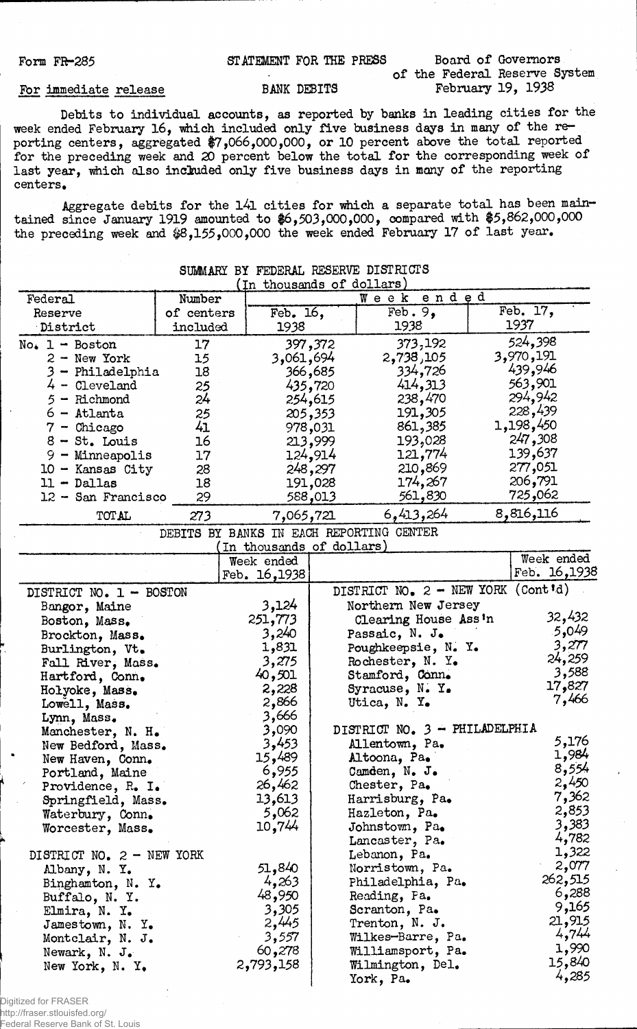Form FR-285

STATEMENT FOR THE PRESS

Board of Governors of the Federal Reserve System

For immediate release

BANK DEBITS

February 19, 1938

Debits to individual accounts, as reported by banks in leading cities for the week ended February 16, which included only five business days in many of the reporting centers, aggregated $7,066,000,000, or 10 percent above the total reported for the preceding week and 20 percent below the total for the corresponding week of last year, which also included only five business days in many of the reporting centers.

Aggregate debits for the 141 cities for which a separate total has been maintained since January 1919 amounted to $6,503,000,000, compared with $5,862,000,000 the preceding week and $8,155,000,000 the week ended February 17 of last year.

SUMMARY BY FEDERAL RESERVE DISTRICTS
(In thousands of dollars)

| Federal Reserve District | Number of centers included | Week ended Feb. 16, 1938 | Week ended Feb. 9, 1938 | Week ended Feb. 17, 1937 |
|---|---|---|---|---|
| No. 1 - Boston | 17 | 397,372 | 373,192 | 524,398 |
| 2 - New York | 15 | 3,061,694 | 2,738,105 | 3,970,191 |
| 3 - Philadelphia | 18 | 366,685 | 334,726 | 439,946 |
| 4 - Cleveland | 25 | 435,720 | 414,313 | 563,901 |
| 5 - Richmond | 24 | 254,615 | 238,470 | 294,942 |
| 6 - Atlanta | 25 | 205,353 | 191,305 | 228,439 |
| 7 - Chicago | 41 | 978,031 | 861,385 | 1,198,450 |
| 8 - St. Louis | 16 | 213,999 | 193,028 | 247,308 |
| 9 - Minneapolis | 17 | 124,914 | 121,774 | 139,637 |
| 10 - Kansas City | 28 | 248,297 | 210,869 | 277,051 |
| 11 - Dallas | 18 | 191,028 | 174,267 | 206,791 |
| 12 - San Francisco | 29 | 588,013 | 561,830 | 725,062 |
| TOTAL | 273 | 7,065,721 | 6,413,264 | 8,816,116 |

DEBITS BY BANKS IN EACH REPORTING CENTER
(In thousands of dollars)

| | Week ended Feb. 16, 1938 | | Week ended Feb. 16, 1938 |
|---|---|---|---|
| DISTRICT NO. 1 - BOSTON | | DISTRICT NO. 2 - NEW YORK (Cont'd) | |
| Bangor, Maine | 3,124 | Northern New Jersey | |
| Boston, Mass. | 251,773 | Clearing House Ass'n | 32,432 |
| Brockton, Mass. | 3,240 | Passaic, N. J. | 5,049 |
| Burlington, Vt. | 1,831 | Poughkeepsie, N. Y. | 3,277 |
| Fall River, Mass. | 3,275 | Rochester, N. Y. | 24,259 |
| Hartford, Conn. | 40,501 | Stamford, Conn. | 3,588 |
| Holyoke, Mass. | 2,228 | Syracuse, N. Y. | 17,827 |
| Lowell, Mass. | 2,866 | Utica, N. Y. | 7,466 |
| Lynn, Mass. | 3,666 | | |
| Manchester, N. H. | 3,090 | DISTRICT NO. 3 - PHILADELPHIA | |
| New Bedford, Mass. | 3,453 | Allentown, Pa. | 5,176 |
| New Haven, Conn. | 15,489 | Altoona, Pa. | 1,984 |
| Portland, Maine | 6,955 | Camden, N. J. | 8,554 |
| Providence, R. I. | 26,462 | Chester, Pa. | 2,450 |
| Springfield, Mass. | 13,613 | Harrisburg, Pa. | 7,362 |
| Waterbury, Conn. | 5,062 | Hazleton, Pa. | 2,853 |
| Worcester, Mass. | 10,744 | Johnstown, Pa. | 3,383 |
| | | Lancaster, Pa. | 4,782 |
| DISTRICT NO. 2 - NEW YORK | | Lebanon, Pa. | 1,322 |
| Albany, N. Y. | 51,840 | Norristown, Pa. | 2,077 |
| Binghamton, N. Y. | 4,263 | Philadelphia, Pa. | 262,515 |
| Buffalo, N. Y. | 48,950 | Reading, Pa. | 6,288 |
| Elmira, N. Y. | 3,305 | Scranton, Pa. | 9,165 |
| Jamestown, N. Y. | 2,445 | Trenton, N. J. | 21,915 |
| Montclair, N. J. | 3,557 | Wilkes-Barre, Pa. | 4,744 |
| Newark, N. J. | 60,278 | Williamsport, Pa. | 1,990 |
| New York, N. Y. | 2,793,158 | Wilmington, Del. | 15,840 |
| | | York, Pa. | 4,285 |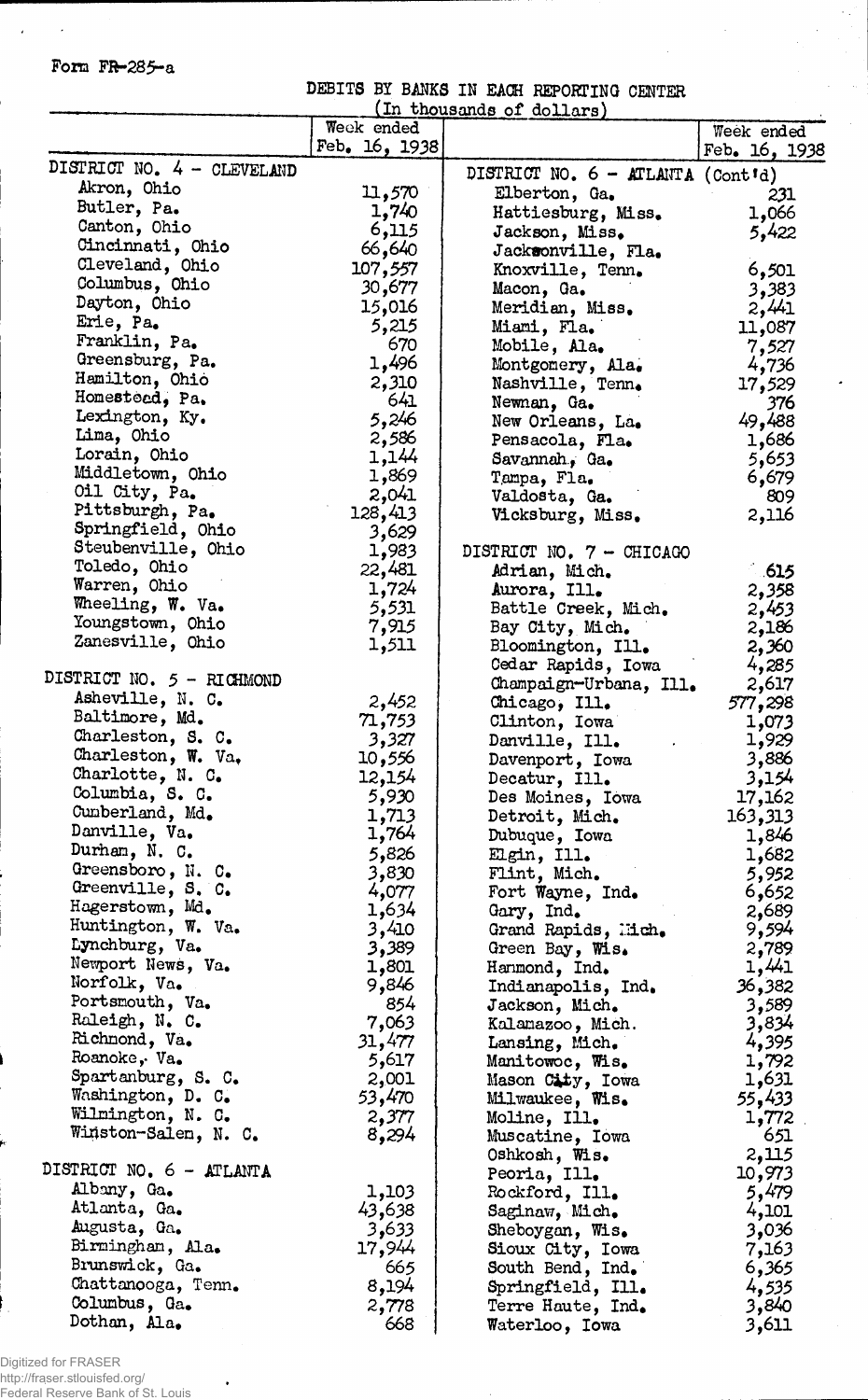Form FR-285-a

DEBITS BY BANKS IN EACH REPORTING CENTER
(In thousands of dollars)

| | Week ended Feb. 16, 1938 | | Week ended Feb. 16, 1938 |
|---|---|---|---|
| DISTRICT NO. 4 - CLEVELAND | | DISTRICT NO. 6 - ATLANTA (Cont'd) | |
| Akron, Ohio | 11,570 | Elberton, Ga. | 231 |
| Butler, Pa. | 1,740 | Hattiesburg, Miss. | 1,066 |
| Canton, Ohio | 6,115 | Jackson, Miss. | 5,422 |
| Cincinnati, Ohio | 66,640 | Jacksonville, Fla. | |
| Cleveland, Ohio | 107,557 | Knoxville, Tenn. | 6,501 |
| Columbus, Ohio | 30,677 | Macon, Ga. | 3,383 |
| Dayton, Ohio | 15,016 | Meridian, Miss. | 2,441 |
| Erie, Pa. | 5,215 | Miami, Fla. | 11,087 |
| Franklin, Pa. | 670 | Mobile, Ala. | 7,527 |
| Greensburg, Pa. | 1,496 | Montgomery, Ala. | 4,736 |
| Hamilton, Ohio | 2,310 | Nashville, Tenn. | 17,529 |
| Homestead, Pa. | 641 | Newnan, Ga. | 376 |
| Lexington, Ky. | 5,246 | New Orleans, La. | 49,488 |
| Lima, Ohio | 2,586 | Pensacola, Fla. | 1,686 |
| Lorain, Ohio | 1,144 | Savannah, Ga. | 5,653 |
| Middletown, Ohio | 1,869 | Tampa, Fla. | 6,679 |
| Oil City, Pa. | 2,041 | Valdosta, Ga. | 809 |
| Pittsburgh, Pa. | 128,413 | Vicksburg, Miss. | 2,116 |
| Springfield, Ohio | 3,629 | | |
| Steubenville, Ohio | 1,983 | DISTRICT NO. 7 - CHICAGO | |
| Toledo, Ohio | 22,481 | Adrian, Mich. | 615 |
| Warren, Ohio | 1,724 | Aurora, Ill. | 2,358 |
| Wheeling, W. Va. | 5,531 | Battle Creek, Mich. | 2,453 |
| Youngstown, Ohio | 7,915 | Bay City, Mich. | 2,186 |
| Zanesville, Ohio | 1,511 | Bloomington, Ill. | 2,360 |
| | | Cedar Rapids, Iowa | 4,285 |
| DISTRICT NO. 5 - RICHMOND | | Champaign-Urbana, Ill. | 2,617 |
| Asheville, N. C. | 2,452 | Chicago, Ill. | 577,298 |
| Baltimore, Md. | 71,753 | Clinton, Iowa | 1,073 |
| Charleston, S. C. | 3,327 | Danville, Ill. | 1,929 |
| Charleston, W. Va. | 10,556 | Davenport, Iowa | 3,886 |
| Charlotte, N. C. | 12,154 | Decatur, Ill. | 3,154 |
| Columbia, S. C. | 5,930 | Des Moines, Iowa | 17,162 |
| Cumberland, Md. | 1,713 | Detroit, Mich. | 163,313 |
| Danville, Va. | 1,764 | Dubuque, Iowa | 1,846 |
| Durham, N. C. | 5,826 | Elgin, Ill. | 1,682 |
| Greensboro, N. C. | 3,830 | Flint, Mich. | 5,952 |
| Greenville, S. C. | 4,077 | Fort Wayne, Ind. | 6,652 |
| Hagerstown, Md. | 1,634 | Gary, Ind. | 2,689 |
| Huntington, W. Va. | 3,410 | Grand Rapids, Mich. | 9,594 |
| Lynchburg, Va. | 3,389 | Green Bay, Wis. | 2,789 |
| Newport News, Va. | 1,801 | Hammond, Ind. | 1,441 |
| Norfolk, Va. | 9,846 | Indianapolis, Ind. | 36,382 |
| Portsmouth, Va. | 854 | Jackson, Mich. | 3,589 |
| Raleigh, N. C. | 7,063 | Kalamazoo, Mich. | 3,834 |
| Richmond, Va. | 31,477 | Lansing, Mich. | 4,395 |
| Roanoke, Va. | 5,617 | Manitowoc, Wis. | 1,792 |
| Spartanburg, S. C. | 2,001 | Mason City, Iowa | 1,631 |
| Washington, D. C. | 53,470 | Milwaukee, Wis. | 55,433 |
| Wilmington, N. C. | 2,377 | Moline, Ill. | 1,772 |
| Winston-Salem, N. C. | 8,294 | Muscatine, Iowa | 651 |
| | | Oshkosh, Wis. | 2,115 |
| DISTRICT NO. 6 - ATLANTA | | Peoria, Ill. | 10,973 |
| Albany, Ga. | 1,103 | Rockford, Ill. | 5,479 |
| Atlanta, Ga. | 43,638 | Saginaw, Mich. | 4,101 |
| Augusta, Ga. | 3,633 | Sheboygan, Wis. | 3,036 |
| Birmingham, Ala. | 17,944 | Sioux City, Iowa | 7,163 |
| Brunswick, Ga. | 665 | South Bend, Ind. | 6,365 |
| Chattanooga, Tenn. | 8,194 | Springfield, Ill. | 4,535 |
| Columbus, Ga. | 2,778 | Terre Haute, Ind. | 3,840 |
| Dothan, Ala. | 668 | Waterloo, Iowa | 3,611 |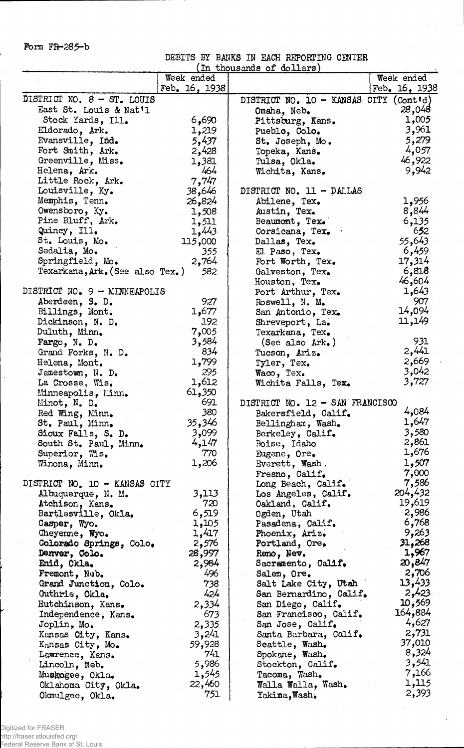Form FR-285-b

DEBITS BY BANKS IN EACH REPORTING CENTER
(In thousands of dollars)

| | Week ended Feb. 16, 1938 |
|---|---|
| **DISTRICT NO. 8 - ST. LOUIS** | |
| East St. Louis & Nat'l Stock Yards, Ill. | 6,690 |
| Eldorado, Ark. | 1,219 |
| Evansville, Ind. | 5,437 |
| Fort Smith, Ark. | 2,428 |
| Greenville, Miss. | 1,381 |
| Helena, Ark. | 464 |
| Little Rock, Ark. | 7,747 |
| Louisville, Ky. | 38,646 |
| Memphis, Tenn. | 26,824 |
| Owensboro, Ky. | 1,508 |
| Pine Bluff, Ark. | 1,511 |
| Quincy, Ill. | 1,443 |
| St. Louis, Mo. | 115,000 |
| Sedalia, Mo. | 355 |
| Springfield, Mo. | 2,764 |
| Texarkana, Ark. (See also Tex.) | 582 |
| **DISTRICT NO. 9 - MINNEAPOLIS** | |
| Aberdeen, S. D. | 927 |
| Billings, Mont. | 1,677 |
| Dickinson, N. D. | 192 |
| Duluth, Minn. | 7,005 |
| Fargo, N. D. | 3,584 |
| Grand Forks, N. D. | 834 |
| Helena, Mont. | 1,799 |
| Jamestown, N. D. | 295 |
| La Crosse, Wis. | 1,612 |
| Minneapolis, Minn. | 61,350 |
| Minot, N. D. | 691 |
| Red Wing, Minn. | 380 |
| St. Paul, Minn. | 35,346 |
| Sioux Falls, S. D. | 3,099 |
| South St. Paul, Minn. | 4,147 |
| Superior, Wis. | 770 |
| Winona, Minn. | 1,206 |
| **DISTRICT NO. 10 - KANSAS CITY** | |
| Albuquerque, N. M. | 3,113 |
| Atchison, Kans. | 720 |
| Bartlesville, Okla. | 6,519 |
| Casper, Wyo. | 1,105 |
| Cheyenne, Wyo. | 1,417 |
| Colorado Springs, Colo. | 2,576 |
| Denver, Colo. | 28,997 |
| Enid, Okla. | 2,984 |
| Fremont, Neb. | 496 |
| Grand Junction, Colo. | 738 |
| Guthrie, Okla. | 424 |
| Hutchinson, Kans. | 2,334 |
| Independence, Kans. | 673 |
| Joplin, Mo. | 2,335 |
| Kansas City, Kans. | 3,241 |
| Kansas City, Mo. | 59,928 |
| Lawrence, Kans. | 741 |
| Lincoln, Neb. | 5,986 |
| Muskogee, Okla. | 1,545 |
| Oklahoma City, Okla. | 22,460 |
| Okmulgee, Okla. | 751 |
| **DISTRICT NO. 10 - KANSAS CITY (Cont'd)** | |
| Omaha, Neb. | 28,048 |
| Pittsburg, Kans. | 1,005 |
| Pueblo, Colo. | 3,961 |
| St. Joseph, Mo. | 5,279 |
| Topeka, Kans. | 4,057 |
| Tulsa, Okla. | 46,922 |
| Wichita, Kans. | 9,942 |
| **DISTRICT NO. 11 - DALLAS** | |
| Abilene, Tex. | 1,956 |
| Austin, Tex. | 8,844 |
| Beaumont, Tex. | 6,135 |
| Corsicana, Tex. | 652 |
| Dallas, Tex. | 55,643 |
| El Paso, Tex. | 6,459 |
| Fort Worth, Tex. | 17,314 |
| Galveston, Tex. | 6,818 |
| Houston, Tex. | 46,604 |
| Port Arthur, Tex. | 1,643 |
| Roswell, N. M. | 907 |
| San Antonio, Tex. | 14,094 |
| Shreveport, La. | 11,149 |
| Texarkana, Tex. (See also Ark.) | 931 |
| Tucson, Ariz. | 2,441 |
| Tyler, Tex. | 2,669 |
| Waco, Tex. | 3,042 |
| Wichita Falls, Tex. | 3,727 |
| **DISTRICT NO. 12 - SAN FRANCISCO** | |
| Bakersfield, Calif. | 4,084 |
| Bellingham, Wash. | 1,647 |
| Berkeley, Calif. | 3,580 |
| Boise, Idaho | 2,861 |
| Eugene, Ore. | 1,676 |
| Everett, Wash. | 1,507 |
| Fresno, Calif. | 7,000 |
| Long Beach, Calif. | 7,586 |
| Los Angeles, Calif. | 204,432 |
| Oakland, Calif. | 19,619 |
| Ogden, Utah | 2,986 |
| Pasadena, Calif. | 6,768 |
| Phoenix, Ariz. | 9,263 |
| Portland, Ore. | 31,268 |
| Reno, Nev. | 1,967 |
| Sacramento, Calif. | 20,847 |
| Salem, Ore. | 2,706 |
| Salt Lake City, Utah | 13,433 |
| San Bernardino, Calif. | 2,423 |
| San Diego, Calif. | 10,569 |
| San Francisco, Calif. | 164,884 |
| San Jose, Calif. | 4,627 |
| Santa Barbara, Calif. | 2,731 |
| Seattle, Wash. | 37,010 |
| Spokane, Wash. | 8,324 |
| Stockton, Calif. | 3,541 |
| Tacoma, Wash. | 7,166 |
| Walla Walla, Wash. | 1,115 |
| Yakima, Wash. | 2,393 |